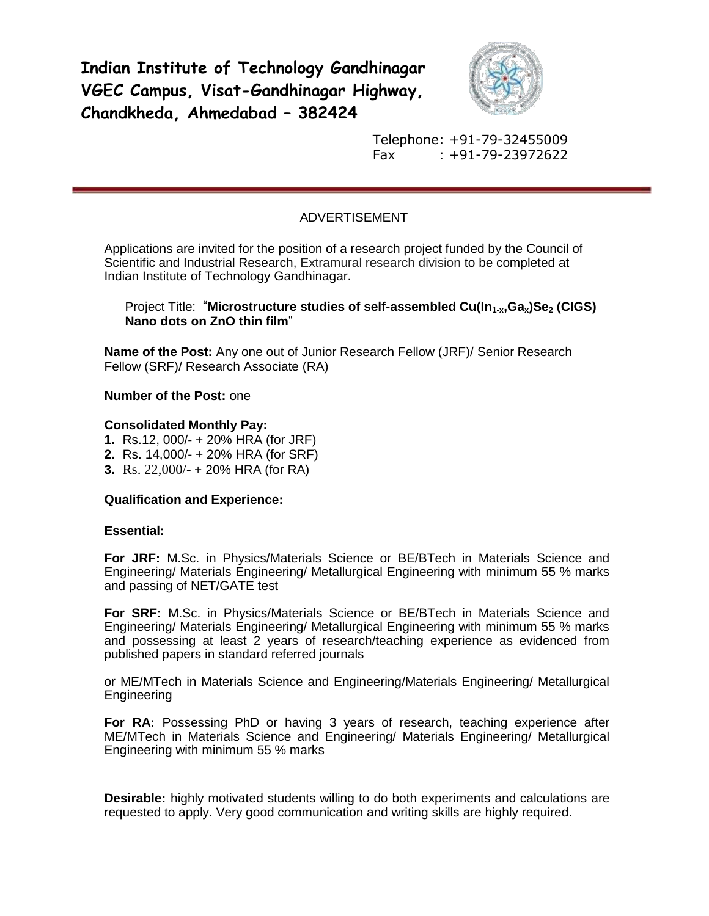# Indian Institute of Technology Gandhinagar
# VGEC Campus, Visat-Gandhinagar Highway, Chandkheda, Ahmedabad – 382424

Telephone: +91-79-32455009
Fax : +91-79-23972622

## ADVERTISEMENT

Applications are invited for the position of a research project funded by the Council of Scientific and Industrial Research, Extramural research division to be completed at Indian Institute of Technology Gandhinagar.

Project Title: "**Microstructure studies of self-assembled $Cu(In_{1-x},Ga_x)Se_2$ (CIGS) Nano dots on ZnO thin film**"

**Name of the Post:** Any one out of Junior Research Fellow (JRF)/ Senior Research Fellow (SRF)/ Research Associate (RA)

**Number of the Post:** one

**Consolidated Monthly Pay:**

1. Rs.12, 000/- + 20% HRA (for JRF)
2. Rs. 14,000/- + 20% HRA (for SRF)
3. Rs. 22,000/- + 20% HRA (for RA)

**Qualification and Experience:**

**Essential:**

**For JRF:** M.Sc. in Physics/Materials Science or BE/BTech in Materials Science and Engineering/ Materials Engineering/ Metallurgical Engineering with minimum 55 % marks and passing of NET/GATE test

**For SRF:** M.Sc. in Physics/Materials Science or BE/BTech in Materials Science and Engineering/ Materials Engineering/ Metallurgical Engineering with minimum 55 % marks and possessing at least 2 years of research/teaching experience as evidenced from published papers in standard referred journals

or ME/MTech in Materials Science and Engineering/Materials Engineering/ Metallurgical Engineering

**For RA:** Possessing PhD or having 3 years of research, teaching experience after ME/MTech in Materials Science and Engineering/ Materials Engineering/ Metallurgical Engineering with minimum 55 % marks

**Desirable:** highly motivated students willing to do both experiments and calculations are requested to apply. Very good communication and writing skills are highly required.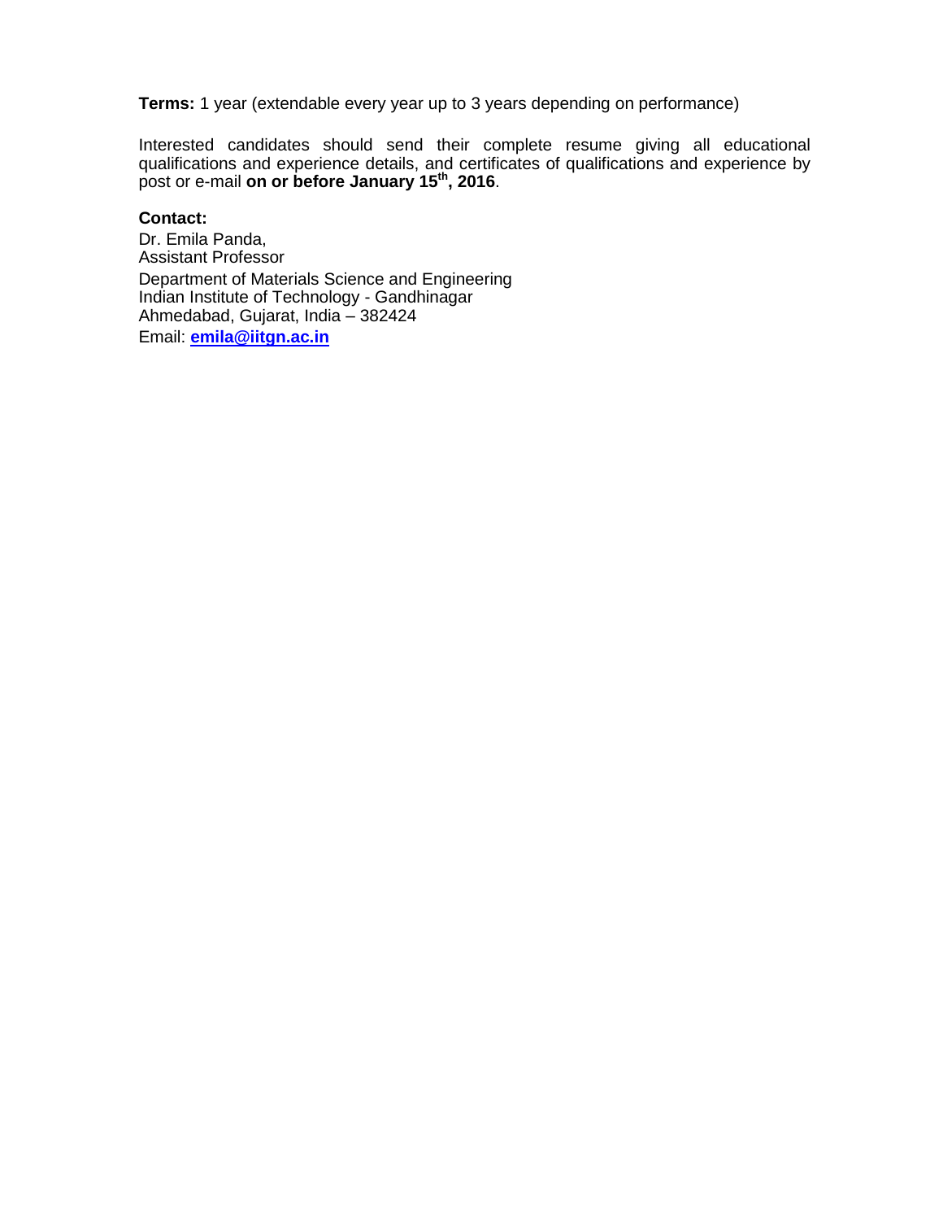**Terms:** 1 year (extendable every year up to 3 years depending on performance)

Interested candidates should send their complete resume giving all educational qualifications and experience details, and certificates of qualifications and experience by post or e-mail **on or before January 15th, 2016**.

**Contact:**
Dr. Emila Panda,
Assistant Professor
Department of Materials Science and Engineering
Indian Institute of Technology - Gandhinagar
Ahmedabad, Gujarat, India – 382424
Email: **emila@iitgn.ac.in**